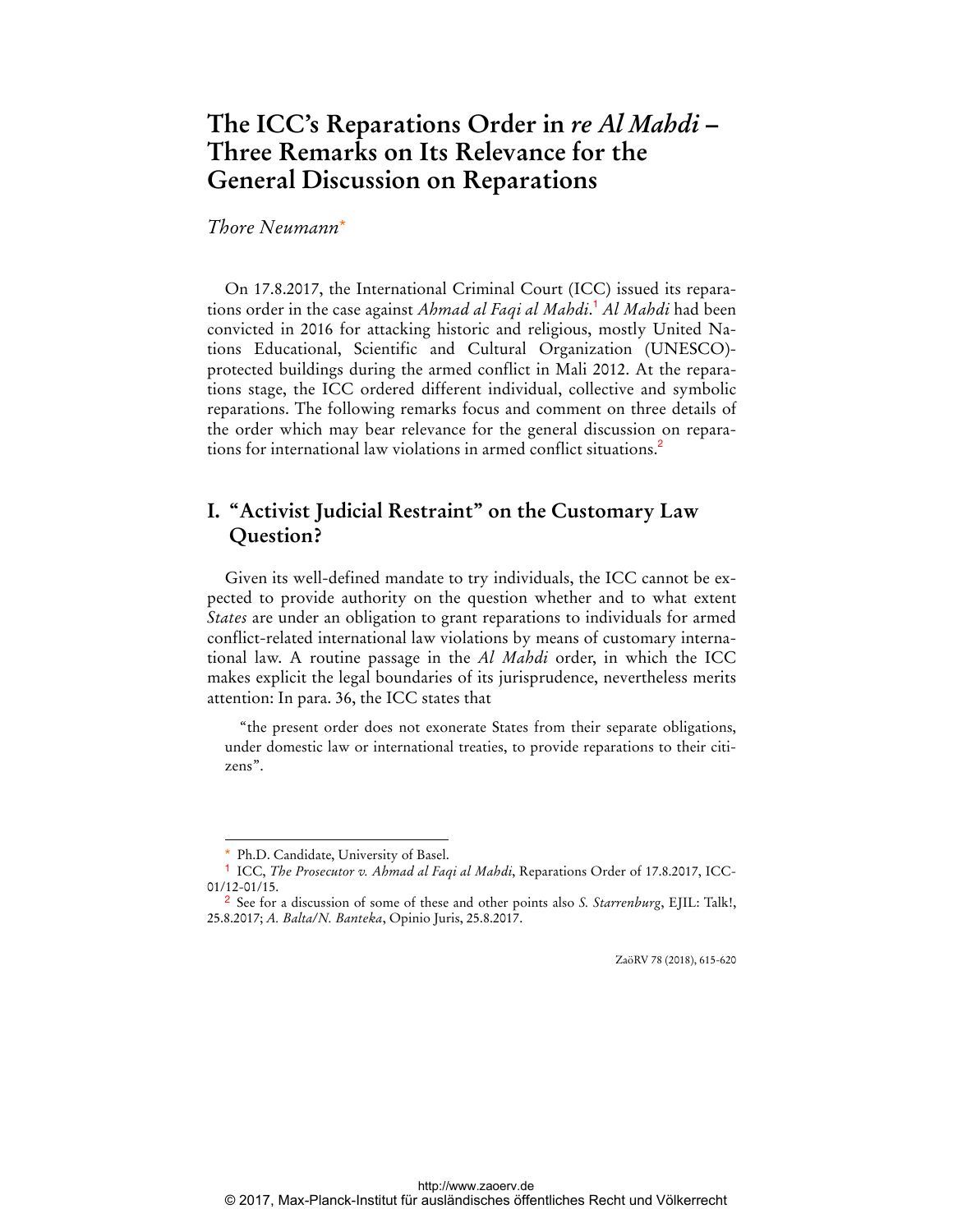# The ICC's Reparations Order in *re Al Mahdi* – Three Remarks on Its Relevance for the General Discussion on Reparations

*Thore Neumann*[*]

On 17.8.2017, the International Criminal Court (ICC) issued its reparations order in the case against *Ahmad al Faqi al Mahdi*.[1] *Al Mahdi* had been convicted in 2016 for attacking historic and religious, mostly United Nations Educational, Scientific and Cultural Organization (UNESCO)-protected buildings during the armed conflict in Mali 2012. At the reparations stage, the ICC ordered different individual, collective and symbolic reparations. The following remarks focus and comment on three details of the order which may bear relevance for the general discussion on reparations for international law violations in armed conflict situations.[2]

## I. "Activist Judicial Restraint" on the Customary Law Question?

Given its well-defined mandate to try individuals, the ICC cannot be expected to provide authority on the question whether and to what extent *States* are under an obligation to grant reparations to individuals for armed conflict-related international law violations by means of customary international law. A routine passage in the *Al Mahdi* order, in which the ICC makes explicit the legal boundaries of its jurisprudence, nevertheless merits attention: In para. 36, the ICC states that

> "the present order does not exonerate States from their separate obligations, under domestic law or international treaties, to provide reparations to their citizens".

---

[*] Ph.D. Candidate, University of Basel.

[1] ICC, *The Prosecutor v. Ahmad al Faqi al Mahdi*, Reparations Order of 17.8.2017, ICC-01/12-01/15.

[2] See for a discussion of some of these and other points also *S. Starrenburg*, EJIL: Talk!, 25.8.2017; *A. Balta/N. Banteka*, Opinio Juris, 25.8.2017.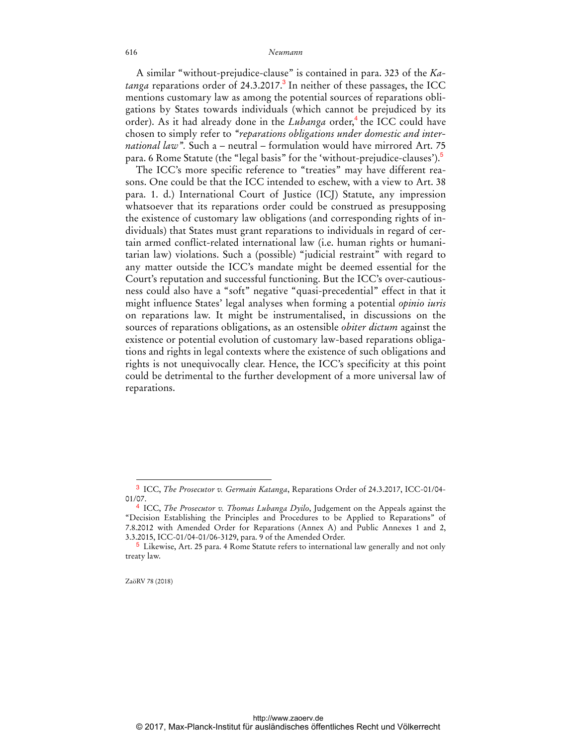A similar "without-prejudice-clause" is contained in para. 323 of the *Katanga* reparations order of 24.3.2017.[3] In neither of these passages, the ICC mentions customary law as among the potential sources of reparations obligations by States towards individuals (which cannot be prejudiced by its order). As it had already done in the *Lubanga* order,[4] the ICC could have chosen to simply refer to *"reparations obligations under domestic and international law".* Such a – neutral – formulation would have mirrored Art. 75 para. 6 Rome Statute (the "legal basis" for the 'without-prejudice-clauses').[5]

The ICC's more specific reference to "treaties" may have different reasons. One could be that the ICC intended to eschew, with a view to Art. 38 para. 1. d.) International Court of Justice (ICJ) Statute, any impression whatsoever that its reparations order could be construed as presupposing the existence of customary law obligations (and corresponding rights of individuals) that States must grant reparations to individuals in regard of certain armed conflict-related international law (i.e. human rights or humanitarian law) violations. Such a (possible) "judicial restraint" with regard to any matter outside the ICC's mandate might be deemed essential for the Court's reputation and successful functioning. But the ICC's over-cautiousness could also have a "soft" negative "quasi-precedential" effect in that it might influence States' legal analyses when forming a potential *opinio iuris* on reparations law. It might be instrumentalised, in discussions on the sources of reparations obligations, as an ostensible *obiter dictum* against the existence or potential evolution of customary law-based reparations obligations and rights in legal contexts where the existence of such obligations and rights is not unequivocally clear. Hence, the ICC's specificity at this point could be detrimental to the further development of a more universal law of reparations.

---

[3] ICC, *The Prosecutor v. Germain Katanga*, Reparations Order of 24.3.2017, ICC-01/04-01/07.

[4] ICC, *The Prosecutor v. Thomas Lubanga Dyilo*, Judgement on the Appeals against the "Decision Establishing the Principles and Procedures to be Applied to Reparations" of 7.8.2012 with Amended Order for Reparations (Annex A) and Public Annexes 1 and 2, 3.3.2015, ICC-01/04-01/06-3129, para. 9 of the Amended Order.

[5] Likewise, Art. 25 para. 4 Rome Statute refers to international law generally and not only treaty law.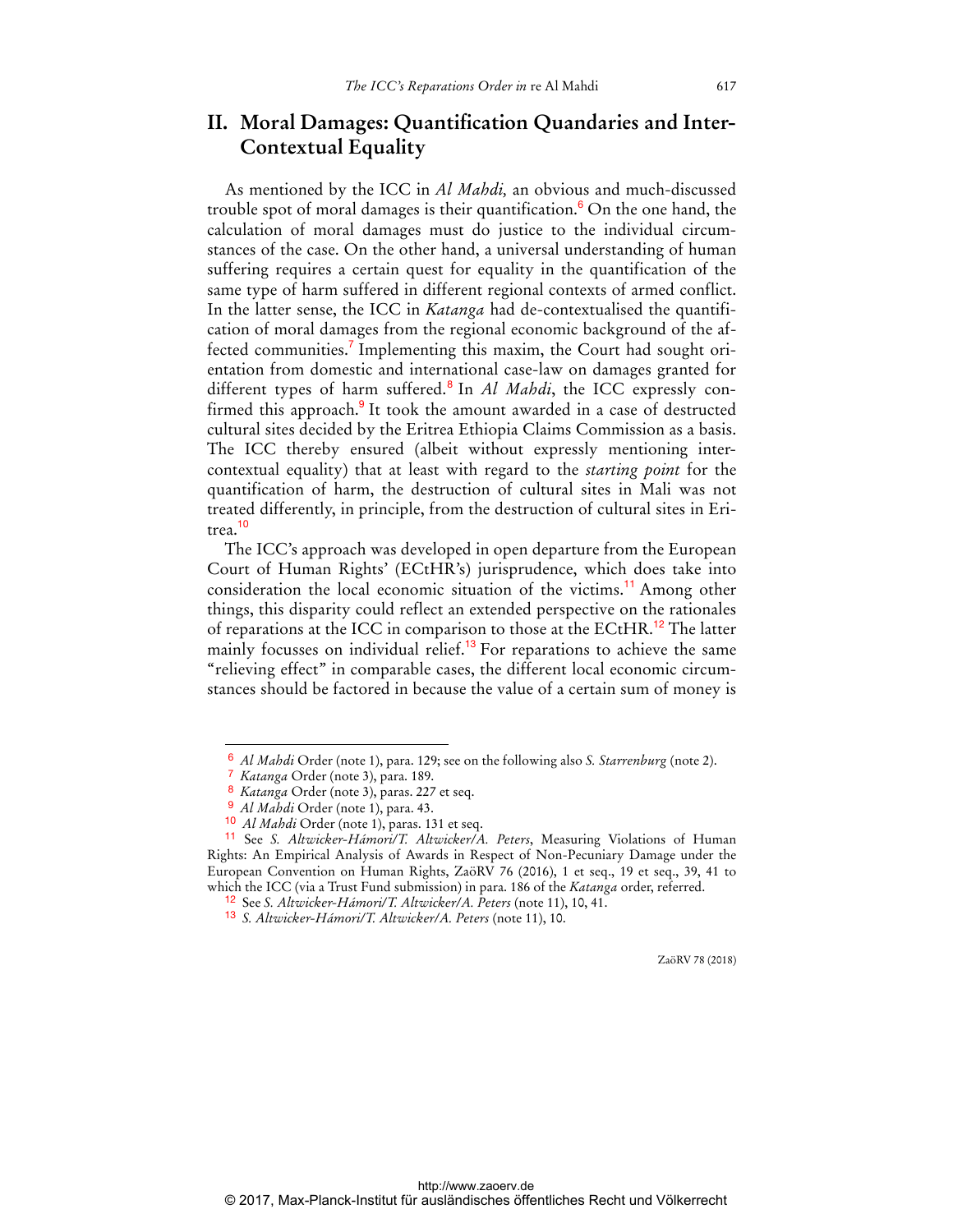## II. Moral Damages: Quantification Quandaries and Inter-Contextual Equality

As mentioned by the ICC in *Al Mahdi,* an obvious and much-discussed trouble spot of moral damages is their quantification.[6] On the one hand, the calculation of moral damages must do justice to the individual circumstances of the case. On the other hand, a universal understanding of human suffering requires a certain quest for equality in the quantification of the same type of harm suffered in different regional contexts of armed conflict. In the latter sense, the ICC in *Katanga* had de-contextualised the quantification of moral damages from the regional economic background of the affected communities.[7] Implementing this maxim, the Court had sought orientation from domestic and international case-law on damages granted for different types of harm suffered.[8] In *Al Mahdi*, the ICC expressly confirmed this approach.[9] It took the amount awarded in a case of destructed cultural sites decided by the Eritrea Ethiopia Claims Commission as a basis. The ICC thereby ensured (albeit without expressly mentioning inter-contextual equality) that at least with regard to the *starting point* for the quantification of harm, the destruction of cultural sites in Mali was not treated differently, in principle, from the destruction of cultural sites in Eritrea.[10]

The ICC's approach was developed in open departure from the European Court of Human Rights' (ECtHR's) jurisprudence, which does take into consideration the local economic situation of the victims.[11] Among other things, this disparity could reflect an extended perspective on the rationales of reparations at the ICC in comparison to those at the ECtHR.[12] The latter mainly focusses on individual relief.[13] For reparations to achieve the same "relieving effect" in comparable cases, the different local economic circumstances should be factored in because the value of a certain sum of money is

---

[6] *Al Mahdi* Order (note 1), para. 129; see on the following also *S. Starrenburg* (note 2).

[7] *Katanga* Order (note 3), para. 189.

[8] *Katanga* Order (note 3), paras. 227 et seq.

[9] *Al Mahdi* Order (note 1), para. 43.

[10] *Al Mahdi* Order (note 1), paras. 131 et seq.

[11] See *S. Altwicker-Hámori/T. Altwicker/A. Peters*, Measuring Violations of Human Rights: An Empirical Analysis of Awards in Respect of Non-Pecuniary Damage under the European Convention on Human Rights, ZaöRV 76 (2016), 1 et seq., 19 et seq., 39, 41 to which the ICC (via a Trust Fund submission) in para. 186 of the *Katanga* order, referred.

[12] See *S. Altwicker-Hámori/T. Altwicker/A. Peters* (note 11), 10, 41.

[13] *S. Altwicker-Hámori/T. Altwicker/A. Peters* (note 11), 10.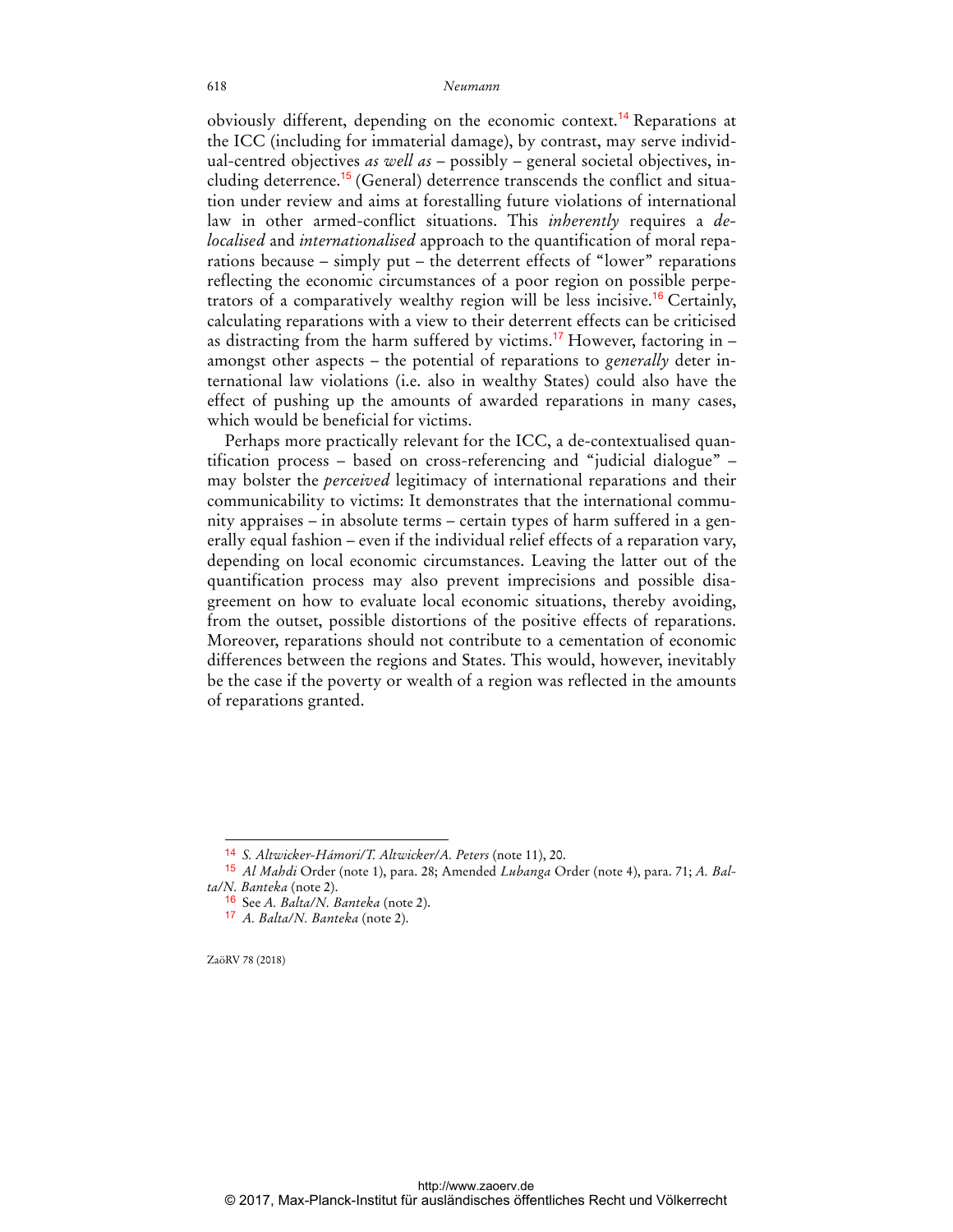obviously different, depending on the economic context.[14] Reparations at the ICC (including for immaterial damage), by contrast, may serve individual-centred objectives *as well as* – possibly – general societal objectives, including deterrence.[15] (General) deterrence transcends the conflict and situation under review and aims at forestalling future violations of international law in other armed-conflict situations. This *inherently* requires a *de-localised* and *internationalised* approach to the quantification of moral reparations because – simply put – the deterrent effects of "lower" reparations reflecting the economic circumstances of a poor region on possible perpetrators of a comparatively wealthy region will be less incisive.[16] Certainly, calculating reparations with a view to their deterrent effects can be criticised as distracting from the harm suffered by victims.[17] However, factoring in – amongst other aspects – the potential of reparations to *generally* deter international law violations (i.e. also in wealthy States) could also have the effect of pushing up the amounts of awarded reparations in many cases, which would be beneficial for victims.

Perhaps more practically relevant for the ICC, a de-contextualised quantification process – based on cross-referencing and "judicial dialogue" – may bolster the *perceived* legitimacy of international reparations and their communicability to victims: It demonstrates that the international community appraises – in absolute terms – certain types of harm suffered in a generally equal fashion – even if the individual relief effects of a reparation vary, depending on local economic circumstances. Leaving the latter out of the quantification process may also prevent imprecisions and possible disagreement on how to evaluate local economic situations, thereby avoiding, from the outset, possible distortions of the positive effects of reparations. Moreover, reparations should not contribute to a cementation of economic differences between the regions and States. This would, however, inevitably be the case if the poverty or wealth of a region was reflected in the amounts of reparations granted.

---

[14] *S. Altwicker-Hámori/T. Altwicker/A. Peters* (note 11), 20.

[15] *Al Mahdi* Order (note 1), para. 28; Amended *Lubanga* Order (note 4), para. 71; *A. Balta/N. Banteka* (note 2).

[16] See *A. Balta/N. Banteka* (note 2).

[17] *A. Balta/N. Banteka* (note 2).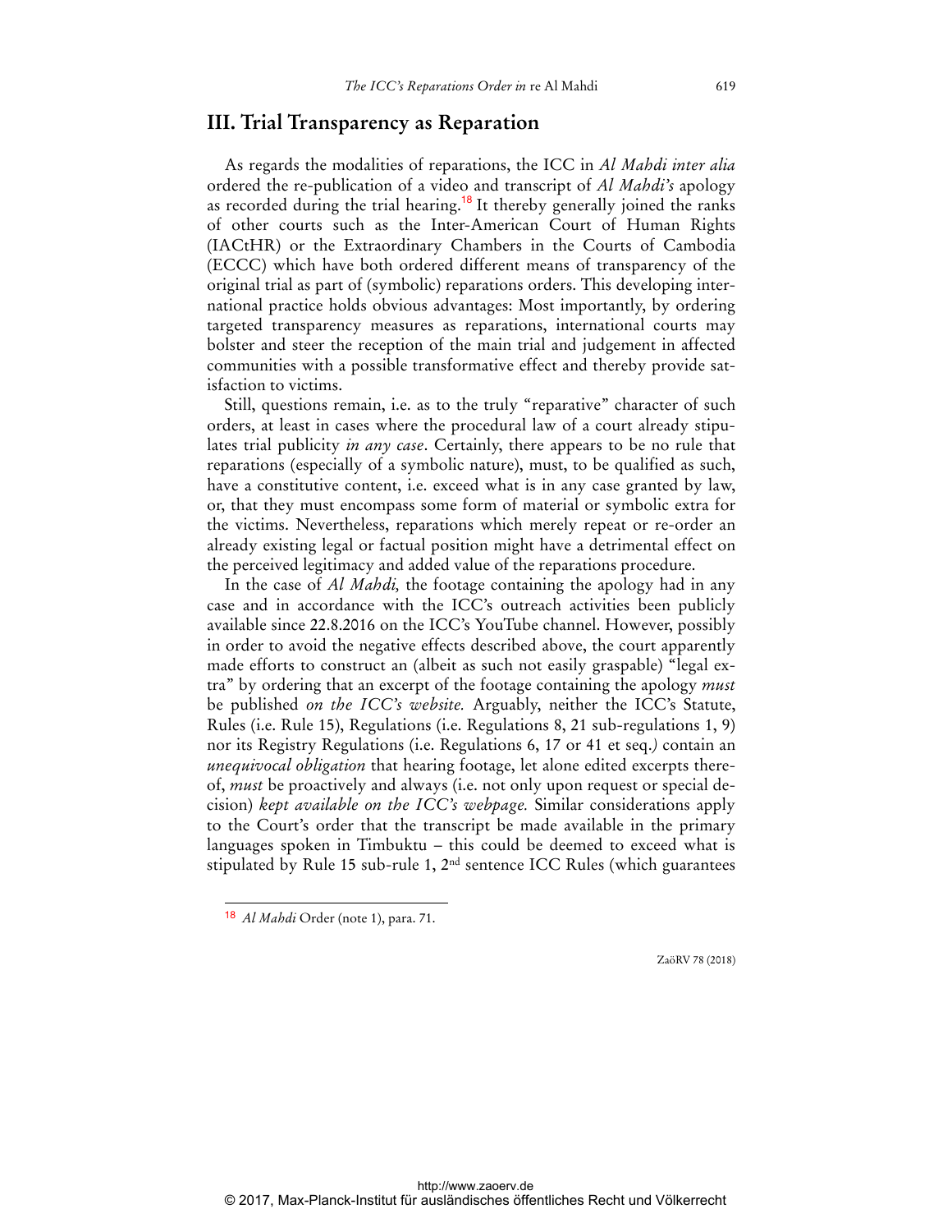## III. Trial Transparency as Reparation

As regards the modalities of reparations, the ICC in *Al Mahdi inter alia* ordered the re-publication of a video and transcript of *Al Mahdi's* apology as recorded during the trial hearing.[18] It thereby generally joined the ranks of other courts such as the Inter-American Court of Human Rights (IACtHR) or the Extraordinary Chambers in the Courts of Cambodia (ECCC) which have both ordered different means of transparency of the original trial as part of (symbolic) reparations orders. This developing international practice holds obvious advantages: Most importantly, by ordering targeted transparency measures as reparations, international courts may bolster and steer the reception of the main trial and judgement in affected communities with a possible transformative effect and thereby provide satisfaction to victims.

Still, questions remain, i.e. as to the truly "reparative" character of such orders, at least in cases where the procedural law of a court already stipulates trial publicity *in any case*. Certainly, there appears to be no rule that reparations (especially of a symbolic nature), must, to be qualified as such, have a constitutive content, i.e. exceed what is in any case granted by law, or, that they must encompass some form of material or symbolic extra for the victims. Nevertheless, reparations which merely repeat or re-order an already existing legal or factual position might have a detrimental effect on the perceived legitimacy and added value of the reparations procedure.

In the case of *Al Mahdi,* the footage containing the apology had in any case and in accordance with the ICC's outreach activities been publicly available since 22.8.2016 on the ICC's YouTube channel. However, possibly in order to avoid the negative effects described above, the court apparently made efforts to construct an (albeit as such not easily graspable) "legal extra" by ordering that an excerpt of the footage containing the apology *must* be published *on the ICC's website.* Arguably, neither the ICC's Statute, Rules (i.e. Rule 15), Regulations (i.e. Regulations 8, 21 sub-regulations 1, 9) nor its Registry Regulations (i.e. Regulations 6, 17 or 41 et seq.) contain an *unequivocal obligation* that hearing footage, let alone edited excerpts thereof, *must* be proactively and always (i.e. not only upon request or special decision) *kept available on the ICC's webpage.* Similar considerations apply to the Court's order that the transcript be made available in the primary languages spoken in Timbuktu – this could be deemed to exceed what is stipulated by Rule 15 sub-rule 1, 2nd sentence ICC Rules (which guarantees

---

[18] *Al Mahdi* Order (note 1), para. 71.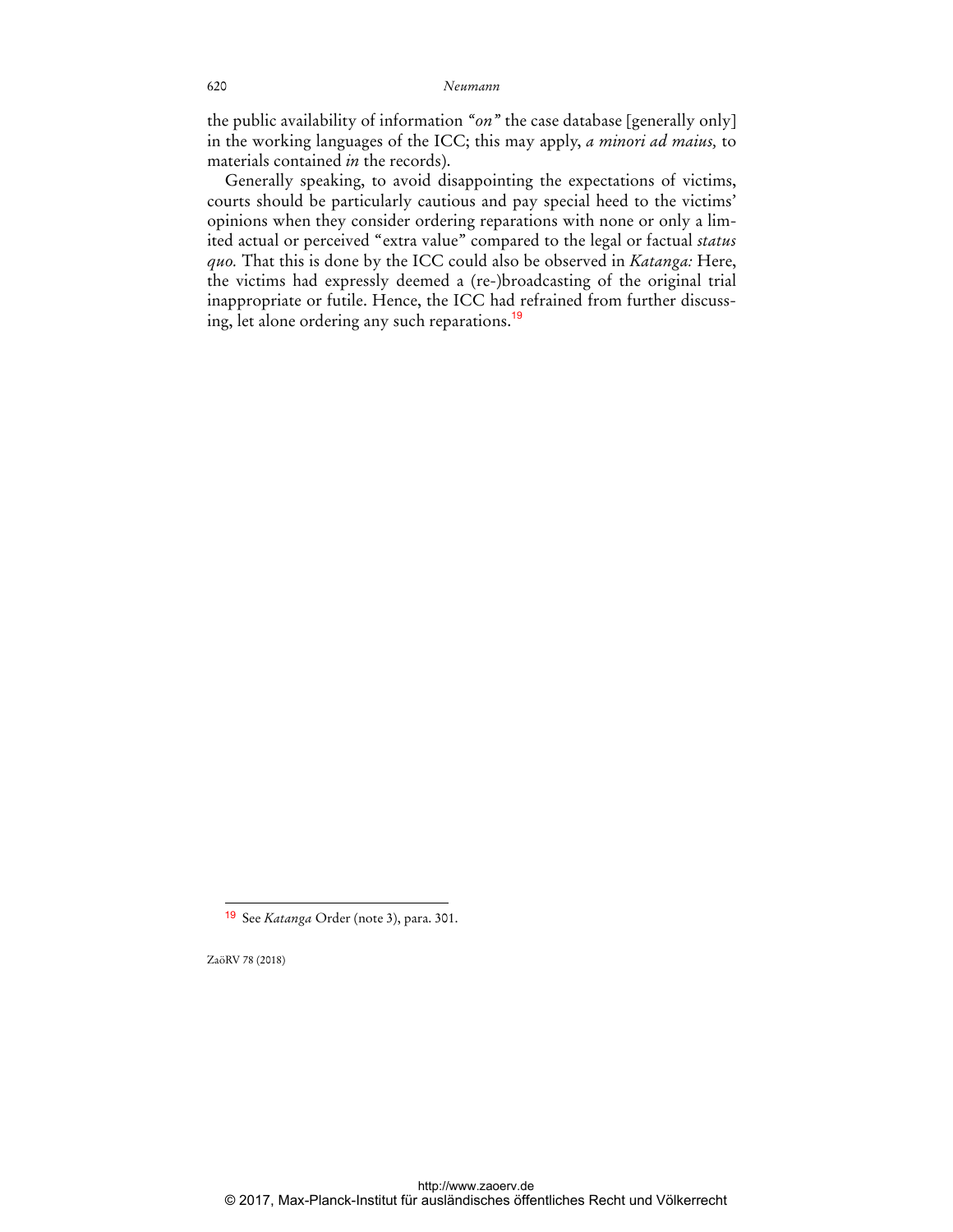the public availability of information *"on"* the case database [generally only] in the working languages of the ICC; this may apply, *a minori ad maius,* to materials contained *in* the records).

Generally speaking, to avoid disappointing the expectations of victims, courts should be particularly cautious and pay special heed to the victims' opinions when they consider ordering reparations with none or only a limited actual or perceived "extra value" compared to the legal or factual *status quo.* That this is done by the ICC could also be observed in *Katanga:* Here, the victims had expressly deemed a (re-)broadcasting of the original trial inappropriate or futile. Hence, the ICC had refrained from further discussing, let alone ordering any such reparations.[19]

[19] See *Katanga* Order (note 3), para. 301.